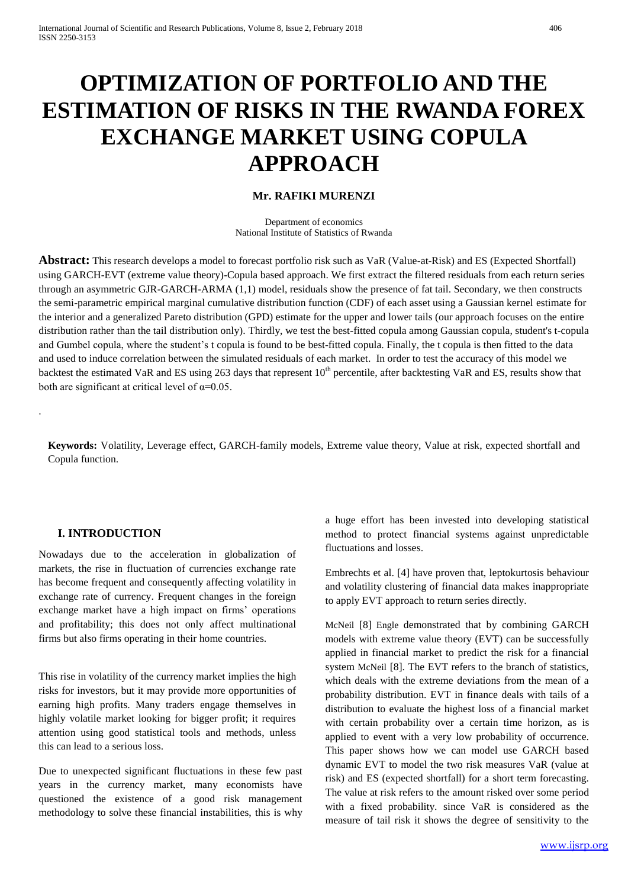# OPTIMIZATION OF PORTFOLIO AND THE ESTIMATION OF RISKS IN THE RWANDA FOREX EXCHANGE MARKET USING COPULA APPROACH

**Mr. RAFIKI MURENZI**

Department of economics
National Institute of Statistics of Rwanda

**Abstract:** This research develops a model to forecast portfolio risk such as VaR (Value-at-Risk) and ES (Expected Shortfall) using GARCH-EVT (extreme value theory)-Copula based approach. We first extract the filtered residuals from each return series through an asymmetric GJR-GARCH-ARMA (1,1) model, residuals show the presence of fat tail. Secondary, we then constructs the semi-parametric empirical marginal cumulative distribution function (CDF) of each asset using a Gaussian kernel estimate for the interior and a generalized Pareto distribution (GPD) estimate for the upper and lower tails (our approach focuses on the entire distribution rather than the tail distribution only). Thirdly, we test the best-fitted copula among Gaussian copula, student's t-copula and Gumbel copula, where the student's t copula is found to be best-fitted copula. Finally, the t copula is then fitted to the data and used to induce correlation between the simulated residuals of each market. In order to test the accuracy of this model we backtest the estimated VaR and ES using 263 days that represent 10$^{th}$ percentile, after backtesting VaR and ES, results show that both are significant at critical level of $\alpha$=0.05.

.

**Keywords:** Volatility, Leverage effect, GARCH-family models, Extreme value theory, Value at risk, expected shortfall and Copula function.

## I. INTRODUCTION

Nowadays due to the acceleration in globalization of markets, the rise in fluctuation of currencies exchange rate has become frequent and consequently affecting volatility in exchange rate of currency. Frequent changes in the foreign exchange market have a high impact on firms' operations and profitability; this does not only affect multinational firms but also firms operating in their home countries.

This rise in volatility of the currency market implies the high risks for investors, but it may provide more opportunities of earning high profits. Many traders engage themselves in highly volatile market looking for bigger profit; it requires attention using good statistical tools and methods, unless this can lead to a serious loss.

Due to unexpected significant fluctuations in these few past years in the currency market, many economists have questioned the existence of a good risk management methodology to solve these financial instabilities, this is why a huge effort has been invested into developing statistical method to protect financial systems against unpredictable fluctuations and losses.

Embrechts et al. [4] have proven that, leptokurtosis behaviour and volatility clustering of financial data makes inappropriate to apply EVT approach to return series directly.

McNeil [8] Engle demonstrated that by combining GARCH models with extreme value theory (EVT) can be successfully applied in financial market to predict the risk for a financial system McNeil [8]. The EVT refers to the branch of statistics, which deals with the extreme deviations from the mean of a probability distribution. EVT in finance deals with tails of a distribution to evaluate the highest loss of a financial market with certain probability over a certain time horizon, as is applied to event with a very low probability of occurrence. This paper shows how we can model use GARCH based dynamic EVT to model the two risk measures VaR (value at risk) and ES (expected shortfall) for a short term forecasting. The value at risk refers to the amount risked over some period with a fixed probability. since VaR is considered as the measure of tail risk it shows the degree of sensitivity to the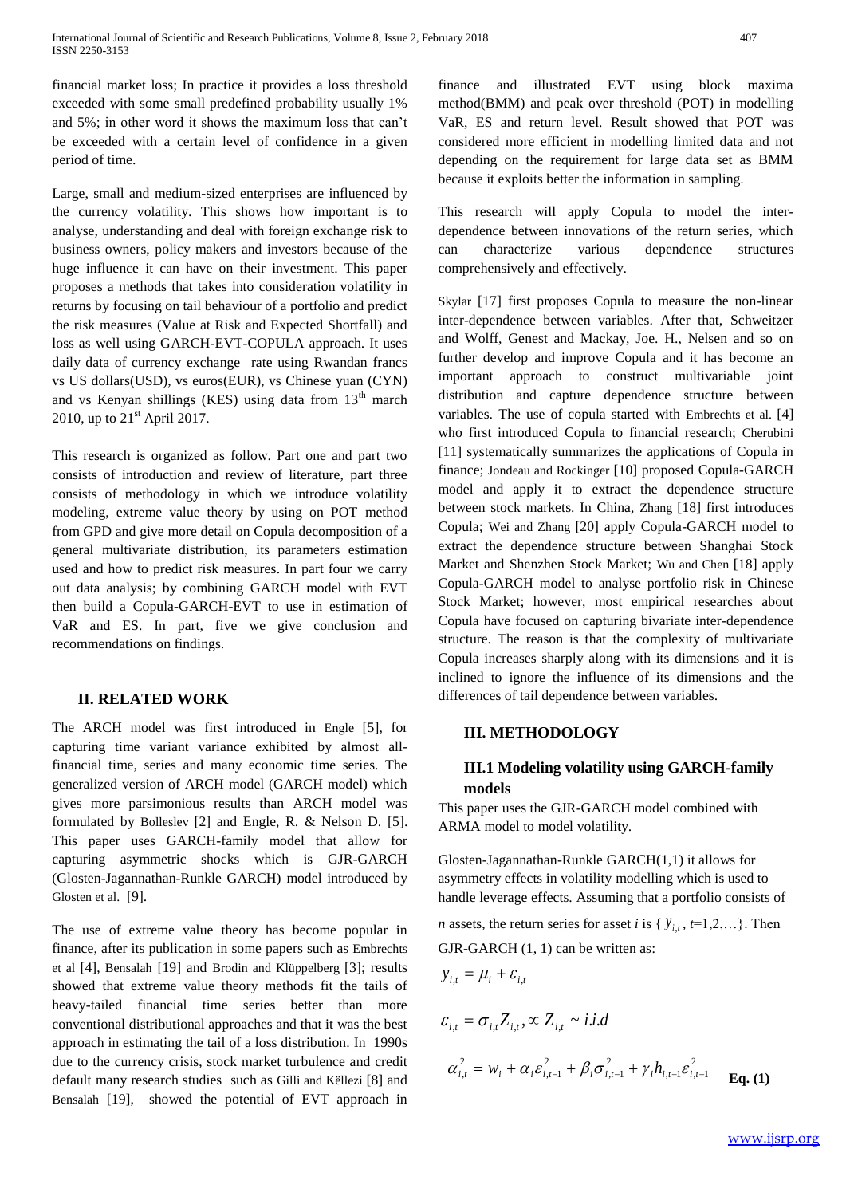financial market loss; In practice it provides a loss threshold exceeded with some small predefined probability usually 1% and 5%; in other word it shows the maximum loss that can't be exceeded with a certain level of confidence in a given period of time.

Large, small and medium-sized enterprises are influenced by the currency volatility. This shows how important is to analyse, understanding and deal with foreign exchange risk to business owners, policy makers and investors because of the huge influence it can have on their investment. This paper proposes a methods that takes into consideration volatility in returns by focusing on tail behaviour of a portfolio and predict the risk measures (Value at Risk and Expected Shortfall) and loss as well using GARCH-EVT-COPULA approach. It uses daily data of currency exchange rate using Rwandan francs vs US dollars(USD), vs euros(EUR), vs Chinese yuan (CYN) and vs Kenyan shillings (KES) using data from 13th march 2010, up to 21st April 2017.

This research is organized as follow. Part one and part two consists of introduction and review of literature, part three consists of methodology in which we introduce volatility modeling, extreme value theory by using on POT method from GPD and give more detail on Copula decomposition of a general multivariate distribution, its parameters estimation used and how to predict risk measures. In part four we carry out data analysis; by combining GARCH model with EVT then build a Copula-GARCH-EVT to use in estimation of VaR and ES. In part, five we give conclusion and recommendations on findings.

## II. RELATED WORK

The ARCH model was first introduced in Engle [5], for capturing time variant variance exhibited by almost all-financial time, series and many economic time series. The generalized version of ARCH model (GARCH model) which gives more parsimonious results than ARCH model was formulated by Bolleslev [2] and Engle, R. & Nelson D. [5]. This paper uses GARCH-family model that allow for capturing asymmetric shocks which is GJR-GARCH (Glosten-Jagannathan-Runkle GARCH) model introduced by Glosten et al. [9].

The use of extreme value theory has become popular in finance, after its publication in some papers such as Embrechts et al [4], Bensalah [19] and Brodin and Klüppelberg [3]; results showed that extreme value theory methods fit the tails of heavy-tailed financial time series better than more conventional distributional approaches and that it was the best approach in estimating the tail of a loss distribution. In 1990s due to the currency crisis, stock market turbulence and credit default many research studies such as Gilli and Këllezi [8] and Bensalah [19], showed the potential of EVT approach in finance and illustrated EVT using block maxima method(BMM) and peak over threshold (POT) in modelling VaR, ES and return level. Result showed that POT was considered more efficient in modelling limited data and not depending on the requirement for large data set as BMM because it exploits better the information in sampling.

This research will apply Copula to model the inter-dependence between innovations of the return series, which can characterize various dependence structures comprehensively and effectively.

Skylar [17] first proposes Copula to measure the non-linear inter-dependence between variables. After that, Schweitzer and Wolff, Genest and Mackay, Joe. H., Nelsen and so on further develop and improve Copula and it has become an important approach to construct multivariable joint distribution and capture dependence structure between variables. The use of copula started with Embrechts et al. [4] who first introduced Copula to financial research; Cherubini [11] systematically summarizes the applications of Copula in finance; Jondeau and Rockinger [10] proposed Copula-GARCH model and apply it to extract the dependence structure between stock markets. In China, Zhang [18] first introduces Copula; Wei and Zhang [20] apply Copula-GARCH model to extract the dependence structure between Shanghai Stock Market and Shenzhen Stock Market; Wu and Chen [18] apply Copula-GARCH model to analyse portfolio risk in Chinese Stock Market; however, most empirical researches about Copula have focused on capturing bivariate inter-dependence structure. The reason is that the complexity of multivariate Copula increases sharply along with its dimensions and it is inclined to ignore the influence of its dimensions and the differences of tail dependence between variables.

## III. METHODOLOGY

### III.1 Modeling volatility using GARCH-family models

This paper uses the GJR-GARCH model combined with ARMA model to model volatility.

Glosten-Jagannathan-Runkle GARCH(1,1) it allows for asymmetry effects in volatility modelling which is used to handle leverage effects. Assuming that a portfolio consists of $n$ assets, the return series for asset $i$ is $\{ y_{i,t}, t=1,2,\ldots \}$. Then GJR-GARCH (1, 1) can be written as:

$$y_{i,t} = \mu_i + \varepsilon_{i,t}$$

$$\varepsilon_{i,t} = \sigma_{i,t} Z_{i,t}, \propto Z_{i,t} \sim \text{i.i.d}$$

$$\alpha_{i,t}^2 = w_i + \alpha_i \varepsilon_{i,t-1}^2 + \beta_i \sigma_{i,t-1}^2 + \gamma_i h_{i,t-1} \varepsilon_{i,t-1}^2 \quad \textbf{Eq. (1)}$$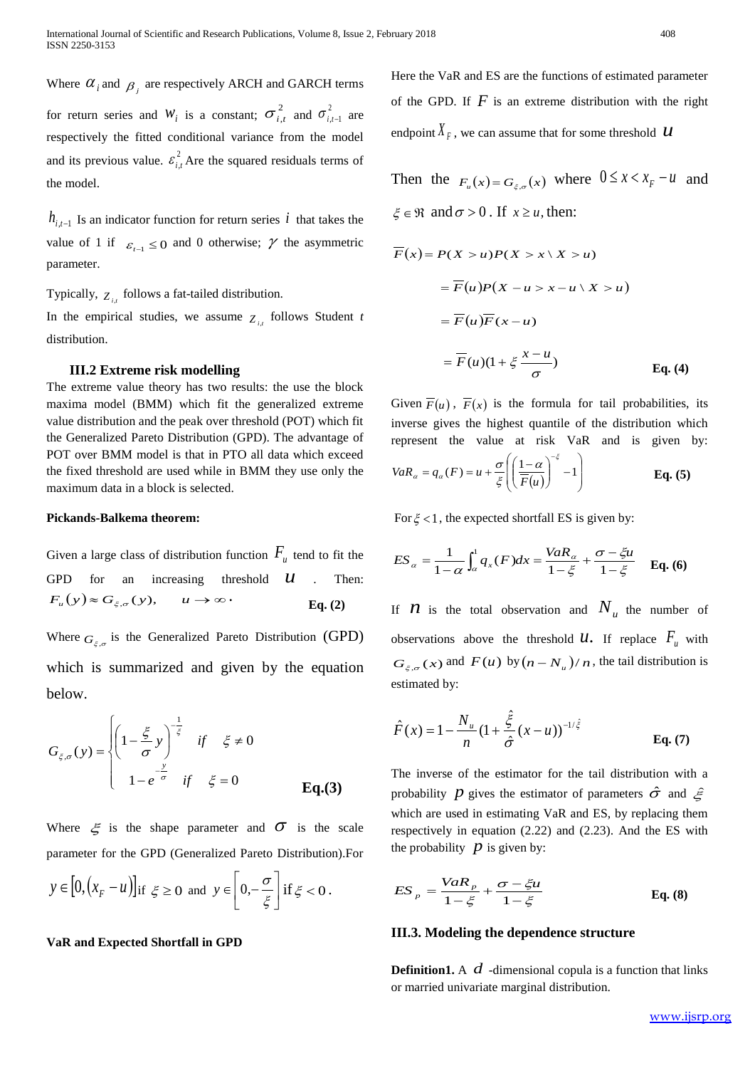Where $\alpha_i$ and $\beta_j$ are respectively ARCH and GARCH terms for return series and $W_i$ is a constant; $\sigma^2_{i,t}$ and $\sigma^2_{i,t-1}$ are respectively the fitted conditional variance from the model and its previous value. $\varepsilon^2_{i,t}$ Are the squared residuals terms of the model.

$h_{i,t-1}$ Is an indicator function for return series $i$ that takes the value of 1 if $\varepsilon_{t-1} \leq 0$ and 0 otherwise; $\gamma$ the asymmetric parameter.

Typically, $z_{i,t}$ follows a fat-tailed distribution.
In the empirical studies, we assume $z_{i,t}$ follows Student $t$ distribution.

### III.2 Extreme risk modelling

The extreme value theory has two results: the use the block maxima model (BMM) which fit the generalized extreme value distribution and the peak over threshold (POT) which fit the Generalized Pareto Distribution (GPD). The advantage of POT over BMM model is that in PTO all data which exceed the fixed threshold are used while in BMM they use only the maximum data in a block is selected.

**Pickands-Balkema theorem:**

Given a large class of distribution function $F_u$ tend to fit the GPD for an increasing threshold $u$ . Then:

$$F_u(y) \approx G_{\xi,\sigma}(y), \qquad u \to \infty. \qquad \textbf{Eq. (2)}$$

Where $G_{\xi,\sigma}$ is the Generalized Pareto Distribution (GPD) which is summarized and given by the equation below.

$$G_{\xi,\sigma}(y) = \begin{cases} \left(1 - \dfrac{\xi}{\sigma} y\right)^{-\frac{1}{\xi}} & if \quad \xi \neq 0 \\ 1 - e^{-\frac{y}{\sigma}} & if \quad \xi = 0 \end{cases} \qquad \textbf{Eq.(3)}$$

Where $\xi$ is the shape parameter and $\sigma$ is the scale parameter for the GPD (Generalized Pareto Distribution).For $y \in \left[0, (x_F - u)\right]$ if $\xi \geq 0$ and $y \in \left[0, -\dfrac{\sigma}{\xi}\right]$ if $\xi < 0$.

**VaR and Expected Shortfall in GPD**

Here the VaR and ES are the functions of estimated parameter of the GPD. If $F$ is an extreme distribution with the right endpoint $X_F$, we can assume that for some threshold $u$

Then the $F_u(x) = G_{\xi,\sigma}(x)$ where $0 \leq x < x_F - u$ and $\xi \in \Re$ and $\sigma > 0$. If $x \geq u$, then:

$$\begin{aligned}
\overline{F}(x) &= P(X > u)P(X > x \setminus X > u) \\
&= \overline{F}(u)P(X - u > x - u \setminus X > u) \\
&= \overline{F}(u)\overline{F}(x - u) \\
&= \overline{F}(u)(1 + \xi \frac{x - u}{\sigma})
\end{aligned} \qquad \textbf{Eq. (4)}$$

Given $\overline{F}(u)$, $\overline{F}(x)$ is the formula for tail probabilities, its inverse gives the highest quantile of the distribution which represent the value at risk VaR and is given by:

$$VaR_\alpha = q_\alpha(F) = u + \frac{\sigma}{\xi}\left(\left(\frac{1-\alpha}{\overline{F}(u)}\right)^{-\xi} - 1\right) \qquad \textbf{Eq. (5)}$$

For $\xi < 1$, the expected shortfall ES is given by:

$$ES_\alpha = \frac{1}{1-\alpha}\int_\alpha^1 q_x(F)dx = \frac{VaR_\alpha}{1-\xi} + \frac{\sigma - \xi u}{1-\xi} \qquad \textbf{Eq. (6)}$$

If $n$ is the total observation and $N_u$ the number of observations above the threshold $u$. If replace $F_u$ with $G_{\xi,\sigma}(x)$ and $F(u)$ by $(n - N_u)/n$, the tail distribution is estimated by:

$$\hat{F}(x) = 1 - \frac{N_u}{n}(1 + \frac{\hat{\xi}}{\hat{\sigma}}(x - u))^{-1/\hat{\xi}} \qquad \textbf{Eq. (7)}$$

The inverse of the estimator for the tail distribution with a probability $p$ gives the estimator of parameters $\hat{\sigma}$ and $\hat{\xi}$ which are used in estimating VaR and ES, by replacing them respectively in equation (2.22) and (2.23). And the ES with the probability $p$ is given by:

$$ES_p = \frac{VaR_p}{1-\xi} + \frac{\sigma - \xi u}{1-\xi} \qquad \textbf{Eq. (8)}$$

### III.3. Modeling the dependence structure

**Definition1.** A $d$ -dimensional copula is a function that links or married univariate marginal distribution.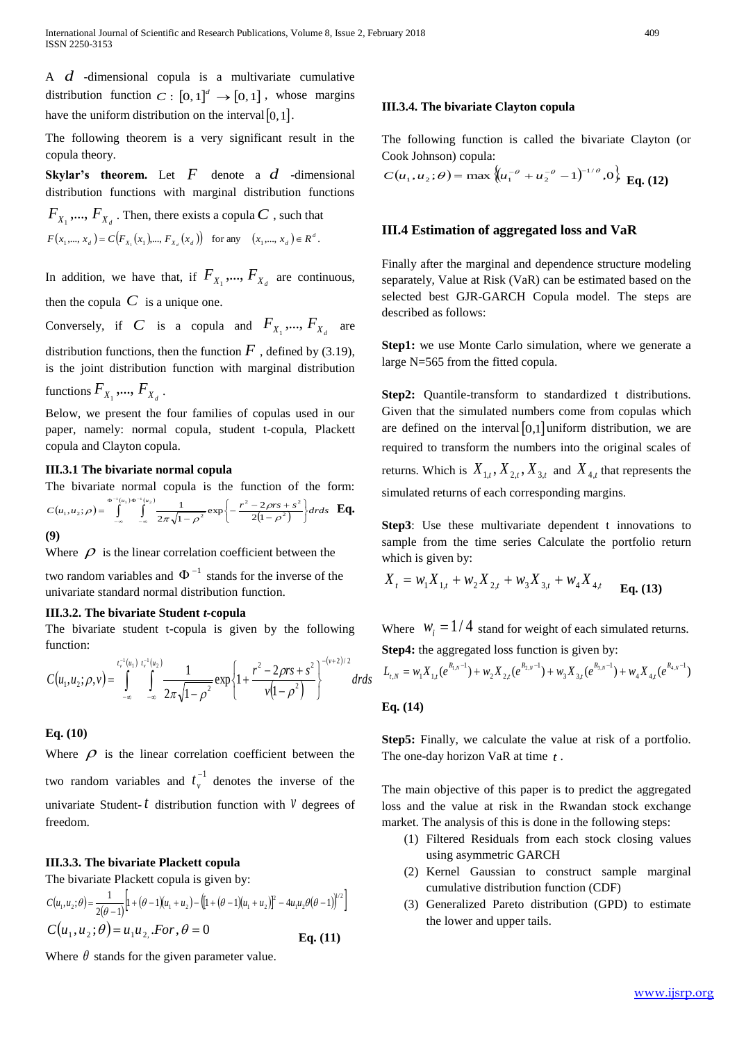A $d$ -dimensional copula is a multivariate cumulative distribution function $C: [0,1]^d \to [0,1]$, whose margins have the uniform distribution on the interval $[0,1]$.

The following theorem is a very significant result in the copula theory.

**Skylar's theorem.** Let $F$ denote a $d$ -dimensional distribution functions with marginal distribution functions $F_{X_1},..., F_{X_d}$. Then, there exists a copula $C$, such that $F(x_1,..., x_d) = C(F_{X_1}(x_1),..., F_{X_d}(x_d))$ for any $(x_1,..., x_d) \in R^d$.

In addition, we have that, if $F_{X_1},..., F_{X_d}$ are continuous, then the copula $C$ is a unique one.

Conversely, if $C$ is a copula and $F_{X_1},..., F_{X_d}$ are distribution functions, then the function $F$, defined by (3.19), is the joint distribution function with marginal distribution functions $F_{X_1},..., F_{X_d}$.

Below, we present the four families of copulas used in our paper, namely: normal copula, student t-copula, Plackett copula and Clayton copula.

### III.3.1 The bivariate normal copula

The bivariate normal copula is the function of the form:

$$C(u_1,u_2;\rho) = \int_{-\infty}^{\Phi^{-1}(u_1)} \int_{-\infty}^{\Phi^{-1}(u_2)} \frac{1}{2\pi\sqrt{1-\rho^2}} \exp\left\{-\frac{r^2 - 2\rho r s + s^2}{2(1-\rho^2)}\right\} dr ds \quad \textbf{Eq. (9)}$$

Where $\rho$ is the linear correlation coefficient between the two random variables and $\Phi^{-1}$ stands for the inverse of the univariate standard normal distribution function.

### III.3.2. The bivariate Student *t*-copula

The bivariate student t-copula is given by the following function:

$$C(u_1,u_2;\rho,v) = \int_{-\infty}^{t_v^{-1}(u_1)} \int_{-\infty}^{t_v^{-1}(u_2)} \frac{1}{2\pi\sqrt{1-\rho^2}} \exp\left\{1 + \frac{r^2 - 2\rho r s + s^2}{v(1-\rho^2)}\right\}^{-(v+2)/2} dr ds$$

**Eq. (10)**

Where $\rho$ is the linear correlation coefficient between the two random variables and $t_v^{-1}$ denotes the inverse of the univariate Student- $t$ distribution function with $v$ degrees of freedom.

### III.3.3. The bivariate Plackett copula

The bivariate Plackett copula is given by:

$$C(u_1,u_2;\theta) = \frac{1}{2(\theta-1)}\left[1 + (\theta-1)(u_1+u_2) - \left([1+(\theta-1)(u_1+u_2)]^2 - 4u_1u_2\theta(\theta-1)\right)^{1/2}\right]$$

$$C(u_1,u_2;\theta) = u_1 u_2, For, \theta = 0 \quad \textbf{Eq. (11)}$$

Where $\theta$ stands for the given parameter value.

### III.3.4. The bivariate Clayton copula

The following function is called the bivariate Clayton (or Cook Johnson) copula:

$$C(u_1,u_2;\theta) = \max\left\{(u_1^{-\theta} + u_2^{-\theta} - 1)^{-1/\theta}, 0\right\} \quad \textbf{Eq. (12)}$$

## III.4 Estimation of aggregated loss and VaR

Finally after the marginal and dependence structure modeling separately, Value at Risk (VaR) can be estimated based on the selected best GJR-GARCH Copula model. The steps are described as follows:

**Step1:** we use Monte Carlo simulation, where we generate a large N=565 from the fitted copula.

**Step2:** Quantile-transform to standardized t distributions. Given that the simulated numbers come from copulas which are defined on the interval $[0,1]$ uniform distribution, we are required to transform the numbers into the original scales of returns. Which is $X_{1,t}, X_{2,t}, X_{3,t}$ and $X_{4,t}$ that represents the simulated returns of each corresponding margins.

**Step3**: Use these multivariate dependent t innovations to sample from the time series Calculate the portfolio return which is given by:

$$X_t = w_1 X_{1,t} + w_2 X_{2,t} + w_3 X_{3,t} + w_4 X_{4,t} \quad \textbf{Eq. (13)}$$

Where $w_i = 1/4$ stand for weight of each simulated returns.

**Step4:** the aggregated loss function is given by:

$$L_{t,N} = w_1 X_{1,t}(e^{R_{1,N}-1}) + w_2 X_{2,t}(e^{R_{2,N}-1}) + w_3 X_{3,t}(e^{R_{3,N}-1}) + w_4 X_{4,t}(e^{R_{4,N}-1})$$

**Eq. (14)**

**Step5:** Finally, we calculate the value at risk of a portfolio. The one-day horizon VaR at time $t$.

The main objective of this paper is to predict the aggregated loss and the value at risk in the Rwandan stock exchange market. The analysis of this is done in the following steps:

1. Filtered Residuals from each stock closing values using asymmetric GARCH
2. Kernel Gaussian to construct sample marginal cumulative distribution function (CDF)
3. Generalized Pareto distribution (GPD) to estimate the lower and upper tails.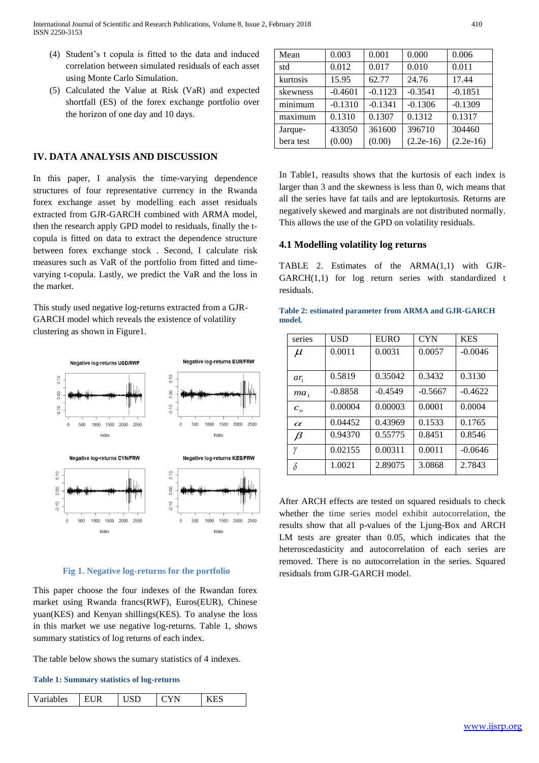(4) Student's t copula is fitted to the data and induced correlation between simulated residuals of each asset using Monte Carlo Simulation.

(5) Calculated the Value at Risk (VaR) and expected shortfall (ES) of the forex exchange portfolio over the horizon of one day and 10 days.

## IV. DATA ANALYSIS AND DISCUSSION

In this paper, I analysis the time-varying dependence structures of four representative currency in the Rwanda forex exchange asset by modelling each asset residuals extracted from GJR-GARCH combined with ARMA model, then the research apply GPD model to residuals, finally the t-copula is fitted on data to extract the dependence structure between forex exchange stock . Second, I calculate risk measures such as VaR of the portfolio from fitted and time-varying t-copula. Lastly, we predict the VaR and the loss in the market.

This study used negative log-returns extracted from a GJR-GARCH model which reveals the existence of volatility clustering as shown in Figure1.

**Fig 1. Negative log-returns for the portfolio**

This paper choose the four indexes of the Rwandan forex market using Rwanda francs(RWF), Euros(EUR), Chinese yuan(KES) and Kenyan shillings(KES). To analyse the loss in this market we use negative log-returns. Table 1, shows summary statistics of log returns of each index.

The table below shows the sumary statistics of 4 indexes.

**Table 1: Summary statistics of log-returns**

| Variables | EUR | USD | CYN | KES |
|---|---|---|---|---|
| Mean | 0.003 | 0.001 | 0.000 | 0.006 |
| std | 0.012 | 0.017 | 0.010 | 0.011 |
| kurtosis | 15.95 | 62.77 | 24.76 | 17.44 |
| skewness | -0.4601 | -0.1123 | -0.3541 | -0.1851 |
| minimum | -0.1310 | -0.1341 | -0.1306 | -0.1309 |
| maximum | 0.1310 | 0.1307 | 0.1312 | 0.1317 |
| Jarque-bera test | 433050 (0.00) | 361600 (0.00) | 396710 (2.2e-16) | 304460 (2.2e-16) |

In Table1, reasults shows that the kurtosis of each index is larger than 3 and the skewness is less than 0, wich means that all the series have fat tails and are leptokurtosis. Returns are negatively skewed and marginals are not distributed normally. This allows the use of the GPD on volatility residuals.

### 4.1 Modelling volatility log returns

TABLE 2. Estimates of the ARMA(1,1) with GJR-GARCH(1,1) for log return series with standardized t residuals.

**Table 2: estimated parameter from ARMA and GJR-GARCH model.**

| series | USD | EURO | CYN | KES |
|---|---|---|---|---|
| $\mu$ | 0.0011 | 0.0031 | 0.0057 | -0.0046 |
| $ar_1$ | 0.5819 | 0.35042 | 0.3432 | 0.3130 |
| $ma_1$ | -0.8858 | -0.4549 | -0.5667 | -0.4622 |
| $c_o$ | 0.00004 | 0.00003 | 0.0001 | 0.0004 |
| $\alpha$ | 0.04452 | 0.43969 | 0.1533 | 0.1765 |
| $\beta$ | 0.94370 | 0.55775 | 0.8451 | 0.8546 |
| $\gamma$ | 0.02155 | 0.00311 | 0.0011 | -0.0646 |
| $\delta$ | 1.0021 | 2.89075 | 3.0868 | 2.7843 |

After ARCH effects are tested on squared residuals to check whether the time series model exhibit autocorrelation, the results show that all p-values of the Ljung-Box and ARCH LM tests are greater than 0.05, which indicates that the heteroscedasticity and autocorrelation of each series are removed. There is no autocorrelation in the series. Squared residuals from GJR-GARCH model.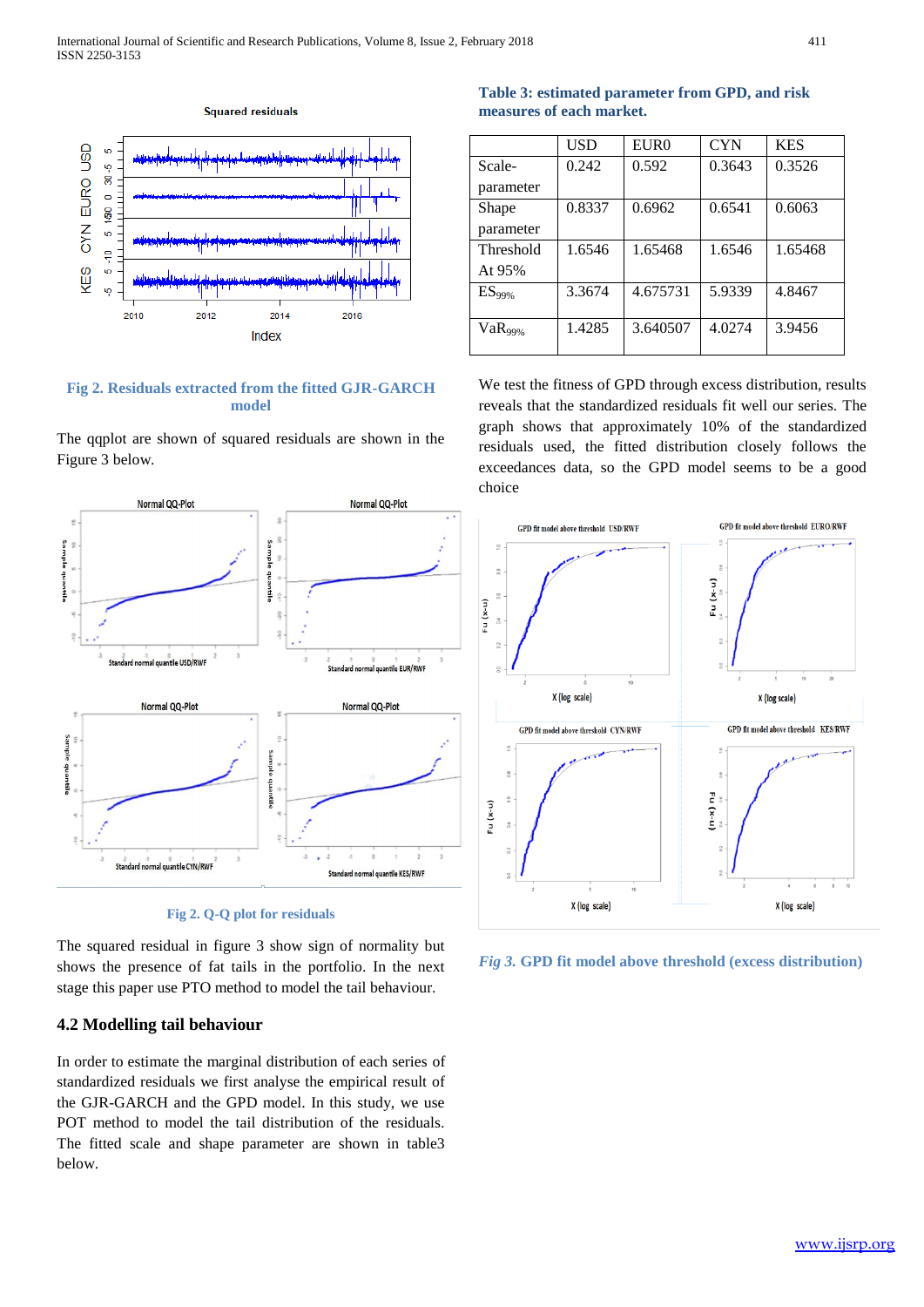**Fig 2. Residuals extracted from the fitted GJR-GARCH model**

The qqplot are shown of squared residuals are shown in the Figure 3 below.

**Fig 2. Q-Q plot for residuals**

The squared residual in figure 3 show sign of normality but shows the presence of fat tails in the portfolio. In the next stage this paper use PTO method to model the tail behaviour.

### 4.2 Modelling tail behaviour

In order to estimate the marginal distribution of each series of standardized residuals we first analyse the empirical result of the GJR-GARCH and the GPD model. In this study, we use POT method to model the tail distribution of the residuals. The fitted scale and shape parameter are shown in table3 below.

**Table 3: estimated parameter from GPD, and risk measures of each market.**

| | USD | EUR0 | CYN | KES |
|---|---|---|---|---|
| Scale-parameter | 0.242 | 0.592 | 0.3643 | 0.3526 |
| Shape parameter | 0.8337 | 0.6962 | 0.6541 | 0.6063 |
| Threshold At 95% | 1.6546 | 1.65468 | 1.6546 | 1.65468 |
| $ES_{99\%}$ | 3.3674 | 4.675731 | 5.9339 | 4.8467 |
| $VaR_{99\%}$ | 1.4285 | 3.640507 | 4.0274 | 3.9456 |

We test the fitness of GPD through excess distribution, results reveals that the standardized residuals fit well our series. The graph shows that approximately 10% of the standardized residuals used, the fitted distribution closely follows the exceedances data, so the GPD model seems to be a good choice

***Fig 3.* GPD fit model above threshold (excess distribution)**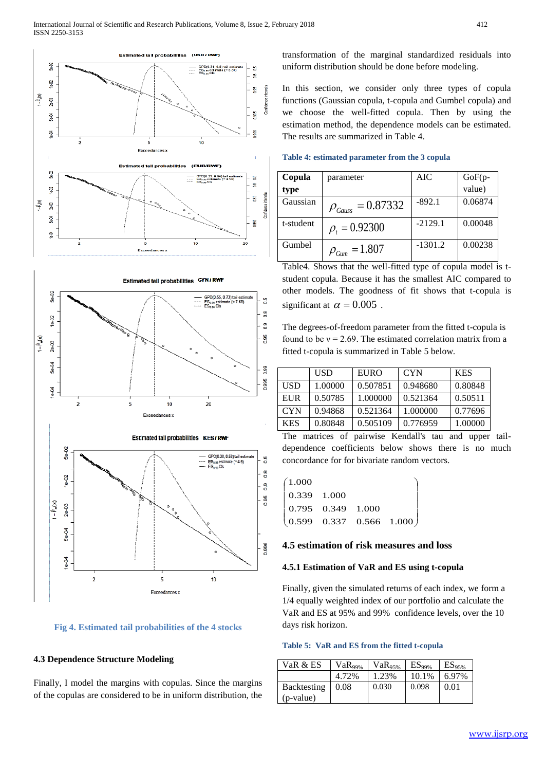Fig 4. Estimated tail probabilities of the 4 stocks

### 4.3 Dependence Structure Modeling

Finally, I model the margins with copulas. Since the margins of the copulas are considered to be in uniform distribution, the transformation of the marginal standardized residuals into uniform distribution should be done before modeling.

In this section, we consider only three types of copula functions (Gaussian copula, t-copula and Gumbel copula) and we choose the well-fitted copula. Then by using the estimation method, the dependence models can be estimated. The results are summarized in Table 4.

**Table 4: estimated parameter from the 3 copula**

| Copula type | parameter | AIC | GoF(p-value) |
|---|---|---|---|
| Gaussian | $\rho_{Gauss} = 0.87332$ | -892.1 | 0.06874 |
| t-student | $\rho_t = 0.92300$ | -2129.1 | 0.00048 |
| Gumbel | $\rho_{Gum} = 1.807$ | -1301.2 | 0.00238 |

Table4. Shows that the well-fitted type of copula model is t-student copula. Because it has the smallest AIC compared to other models. The goodness of fit shows that t-copula is significant at $\alpha = 0.005$ .

The degrees-of-freedom parameter from the fitted t-copula is found to be v = 2.69. The estimated correlation matrix from a fitted t-copula is summarized in Table 5 below.

| | USD | EURO | CYN | KES |
|---|---|---|---|---|
| USD | 1.00000 | 0.507851 | 0.948680 | 0.80848 |
| EUR | 0.50785 | 1.000000 | 0.521364 | 0.50511 |
| CYN | 0.94868 | 0.521364 | 1.000000 | 0.77696 |
| KES | 0.80848 | 0.505109 | 0.776959 | 1.00000 |

The matrices of pairwise Kendall's tau and upper tail-dependence coefficients below shows there is no much concordance for for bivariate random vectors.

$$\begin{pmatrix} 1.000 & & & \\ 0.339 & 1.000 & & \\ 0.795 & 0.349 & 1.000 & \\ 0.599 & 0.337 & 0.566 & 1.000 \end{pmatrix}$$

### 4.5 estimation of risk measures and loss

#### 4.5.1 Estimation of VaR and ES using t-copula

Finally, given the simulated returns of each index, we form a 1/4 equally weighted index of our portfolio and calculate the VaR and ES at 95% and 99% confidence levels, over the 10 days risk horizon.

**Table 5: VaR and ES from the fitted t-copula**

| VaR & ES | $VaR_{99\%}$ | $VaR_{95\%}$ | $ES_{99\%}$ | $ES_{95\%}$ |
|---|---|---|---|---|
| | 4.72% | 1.23% | 10.1% | 6.97% |
| Backtesting (p-value) | 0.08 | 0.030 | 0.098 | 0.01 |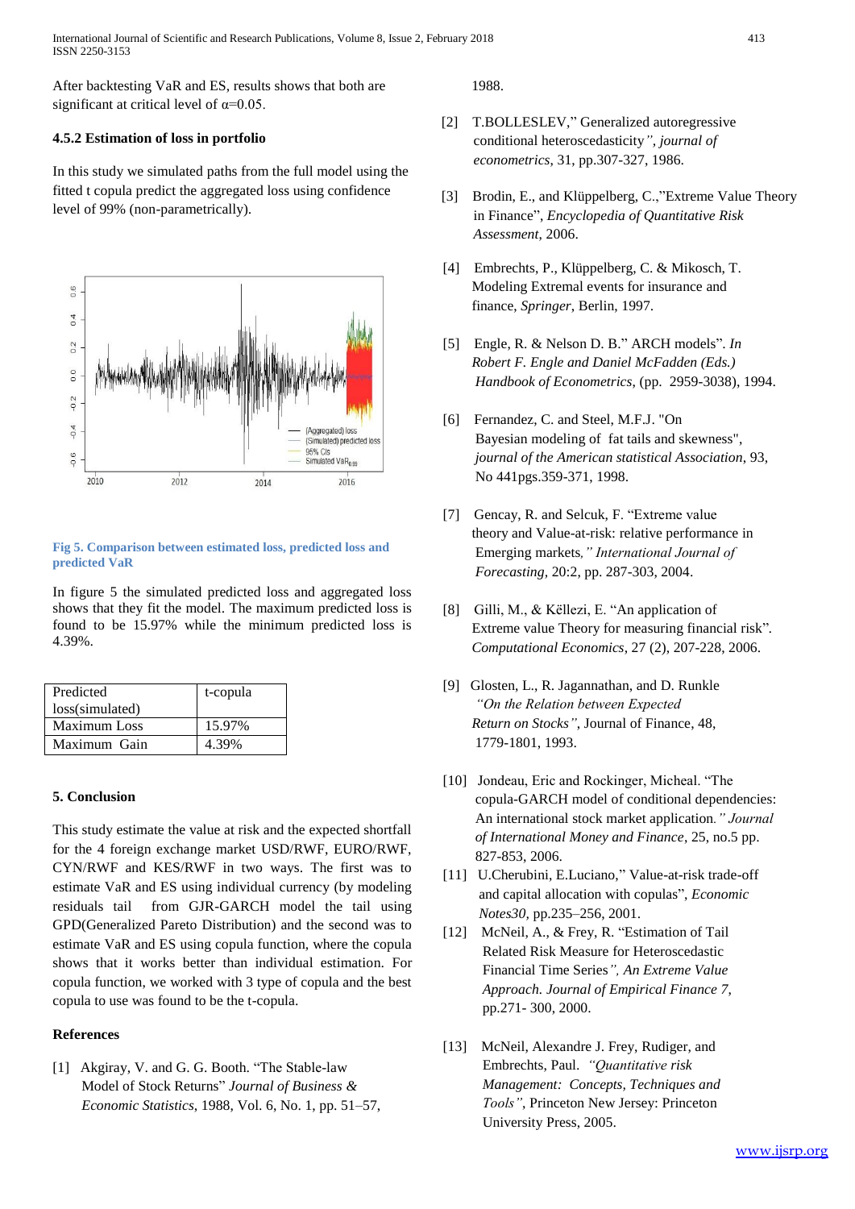After backtesting VaR and ES, results shows that both are significant at critical level of α=0.05.

### 4.5.2 Estimation of loss in portfolio

In this study we simulated paths from the full model using the fitted t copula predict the aggregated loss using confidence level of 99% (non-parametrically).

**Fig 5. Comparison between estimated loss, predicted loss and predicted VaR**

In figure 5 the simulated predicted loss and aggregated loss shows that they fit the model. The maximum predicted loss is found to be 15.97% while the minimum predicted loss is 4.39%.

| Predicted loss(simulated) | t-copula |
|---|---|
| Maximum Loss | 15.97% |
| Maximum Gain | 4.39% |

## 5. Conclusion

This study estimate the value at risk and the expected shortfall for the 4 foreign exchange market USD/RWF, EURO/RWF, CYN/RWF and KES/RWF in two ways. The first was to estimate VaR and ES using individual currency (by modeling residuals tail from GJR-GARCH model the tail using GPD(Generalized Pareto Distribution) and the second was to estimate VaR and ES using copula function, where the copula shows that it works better than individual estimation. For copula function, we worked with 3 type of copula and the best copula to use was found to be the t-copula.

## References

[1] Akgiray, V. and G. G. Booth. "The Stable-law Model of Stock Returns" *Journal of Business & Economic Statistics*, 1988, Vol. 6, No. 1, pp. 51–57, 1988.

[2] T.BOLLESLEV," Generalized autoregressive conditional heteroscedasticity*", journal of econometrics*, 31, pp.307-327, 1986.

[3] Brodin, E., and Klüppelberg, C.,"Extreme Value Theory in Finance", *Encyclopedia of Quantitative Risk Assessment*, 2006.

[4] Embrechts, P., Klüppelberg, C. & Mikosch, T. Modeling Extremal events for insurance and finance, *Springer*, Berlin, 1997.

[5] Engle, R. & Nelson D. B." ARCH models". *In Robert F. Engle and Daniel McFadden (Eds.) Handbook of Econometrics*, (pp. 2959-3038), 1994.

[6] Fernandez, C. and Steel, M.F.J. "On Bayesian modeling of fat tails and skewness", *journal of the American statistical Association*, 93, No 441pgs.359-371, 1998.

[7] Gencay, R. and Selcuk, F. "Extreme value theory and Value-at-risk: relative performance in Emerging markets*," International Journal of Forecasting*, 20:2, pp. 287-303, 2004.

[8] Gilli, M., & Këllezi, E. "An application of Extreme value Theory for measuring financial risk". *Computational Economics*, 27 (2), 207-228, 2006.

[9] Glosten, L., R. Jagannathan, and D. Runkle *"On the Relation between Expected Return on Stocks"*, Journal of Finance, 48, 1779-1801, 1993.

[10] Jondeau, Eric and Rockinger, Micheal. "The copula-GARCH model of conditional dependencies: An international stock market application*." Journal of International Money and Finance*, 25, no.5 pp. 827-853, 2006.

[11] U.Cherubini, E.Luciano," Value-at-risk trade-off and capital allocation with copulas", *Economic Notes30*, pp.235–256, 2001.

[12] McNeil, A., & Frey, R. "Estimation of Tail Related Risk Measure for Heteroscedastic Financial Time Series*", An Extreme Value Approach. Journal of Empirical Finance 7*, pp.271- 300, 2000.

[13] McNeil, Alexandre J. Frey, Rudiger, and Embrechts, Paul. *"Quantitative risk Management: Concepts, Techniques and Tools"*, Princeton New Jersey: Princeton University Press, 2005.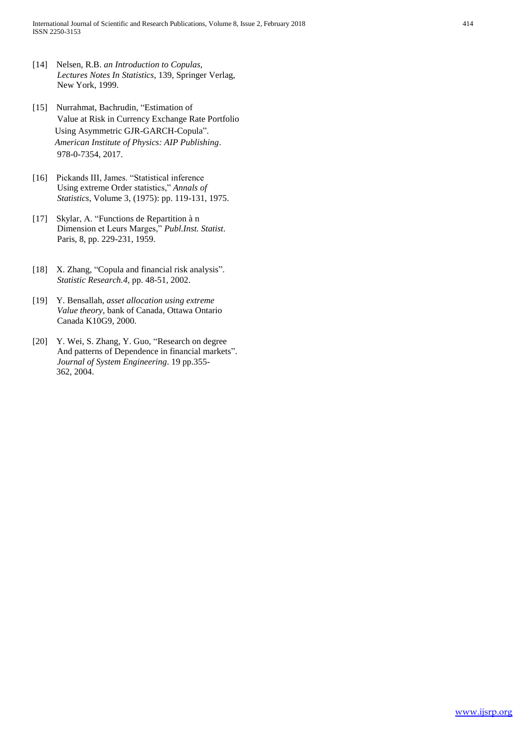[14] Nelsen, R.B. *an Introduction to Copulas, Lectures Notes In Statistics*, 139, Springer Verlag, New York, 1999.

[15] Nurrahmat, Bachrudin, "Estimation of Value at Risk in Currency Exchange Rate Portfolio Using Asymmetric GJR-GARCH-Copula". *American Institute of Physics: AIP Publishing*. 978-0-7354, 2017.

[16] Pickands III, James. "Statistical inference Using extreme Order statistics," *Annals of Statistics*, Volume 3, (1975): pp. 119-131, 1975.

[17] Skylar, A. "Functions de Repartition à n Dimension et Leurs Marges," *Publ.Inst. Statist*. Paris, 8, pp. 229-231, 1959.

[18] X. Zhang, "Copula and financial risk analysis". *Statistic Research.4*, pp. 48-51, 2002.

[19] Y. Bensallah, *asset allocation using extreme Value theory*, bank of Canada, Ottawa Ontario Canada K10G9, 2000.

[20] Y. Wei, S. Zhang, Y. Guo, "Research on degree And patterns of Dependence in financial markets". *Journal of System Engineering*. 19 pp.355-362, 2004.